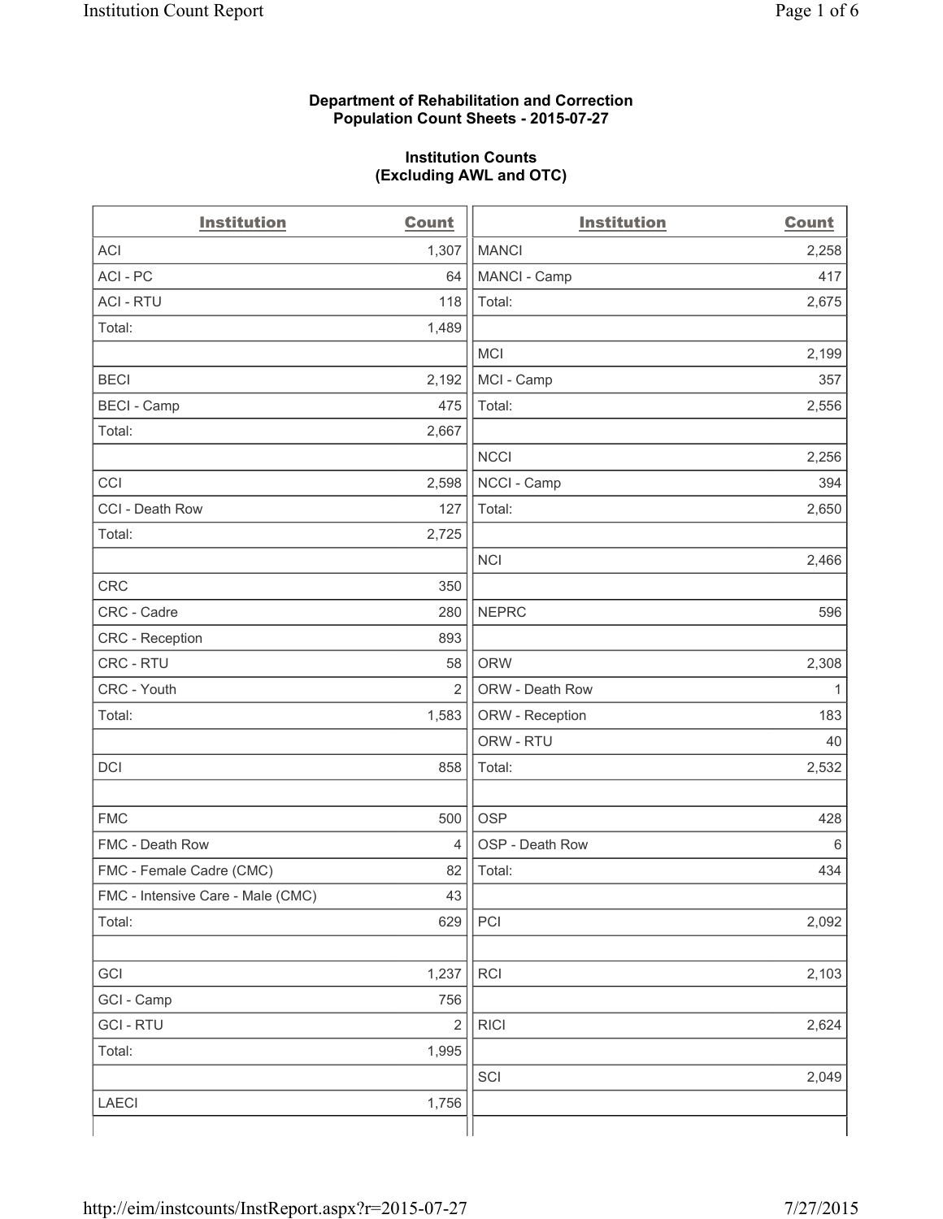**Department of Rehabilitation and Correction**
**Population Count Sheets - 2015-07-27**

**Institution Counts**
**(Excluding AWL and OTC)**

| Institution | Count | Institution | Count |
|---|---|---|---|
| ACI | 1,307 | MANCI | 2,258 |
| ACI - PC | 64 | MANCI - Camp | 417 |
| ACI - RTU | 118 | Total: | 2,675 |
| Total: | 1,489 | | |
| | | MCI | 2,199 |
| BECI | 2,192 | MCI - Camp | 357 |
| BECI - Camp | 475 | Total: | 2,556 |
| Total: | 2,667 | | |
| | | NCCI | 2,256 |
| CCI | 2,598 | NCCI - Camp | 394 |
| CCI - Death Row | 127 | Total: | 2,650 |
| Total: | 2,725 | | |
| | | NCI | 2,466 |
| CRC | 350 | | |
| CRC - Cadre | 280 | NEPRC | 596 |
| CRC - Reception | 893 | | |
| CRC - RTU | 58 | ORW | 2,308 |
| CRC - Youth | 2 | ORW - Death Row | 1 |
| Total: | 1,583 | ORW - Reception | 183 |
| | | ORW - RTU | 40 |
| DCI | 858 | Total: | 2,532 |
| | | | |
| FMC | 500 | OSP | 428 |
| FMC - Death Row | 4 | OSP - Death Row | 6 |
| FMC - Female Cadre (CMC) | 82 | Total: | 434 |
| FMC - Intensive Care - Male (CMC) | 43 | | |
| Total: | 629 | PCI | 2,092 |
| | | | |
| GCI | 1,237 | RCI | 2,103 |
| GCI - Camp | 756 | | |
| GCI - RTU | 2 | RICI | 2,624 |
| Total: | 1,995 | | |
| | | SCI | 2,049 |
| LAECI | 1,756 | | |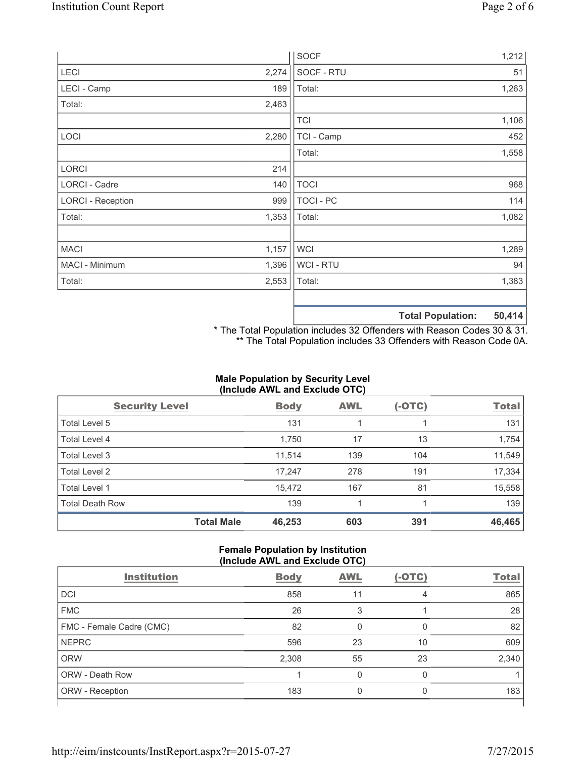| | | | |
|---|---|---|---|
| | | SOCF | 1,212 |
| LECI | 2,274 | SOCF - RTU | 51 |
| LECI - Camp | 189 | Total: | 1,263 |
| Total: | 2,463 | | |
| | | TCI | 1,106 |
| LOCI | 2,280 | TCI - Camp | 452 |
| | | Total: | 1,558 |
| LORCI | 214 | | |
| LORCI - Cadre | 140 | TOCI | 968 |
| LORCI - Reception | 999 | TOCI - PC | 114 |
| Total: | 1,353 | Total: | 1,082 |
| | | | |
| MACI | 1,157 | WCI | 1,289 |
| MACI - Minimum | 1,396 | WCI - RTU | 94 |
| Total: | 2,553 | Total: | 1,383 |
| | | | |
| | | **Total Population:** | **50,414** |

* The Total Population includes 32 Offenders with Reason Codes 30 & 31.
** The Total Population includes 33 Offenders with Reason Code 0A.

**Male Population by Security Level (Include AWL and Exclude OTC)**

| Security Level | Body | AWL | (-OTC) | Total |
|---|---|---|---|---|
| Total Level 5 | 131 | 1 | 1 | 131 |
| Total Level 4 | 1,750 | 17 | 13 | 1,754 |
| Total Level 3 | 11,514 | 139 | 104 | 11,549 |
| Total Level 2 | 17,247 | 278 | 191 | 17,334 |
| Total Level 1 | 15,472 | 167 | 81 | 15,558 |
| Total Death Row | 139 | 1 | 1 | 139 |
| **Total Male** | **46,253** | **603** | **391** | **46,465** |

**Female Population by Institution (Include AWL and Exclude OTC)**

| Institution | Body | AWL | (-OTC) | Total |
|---|---|---|---|---|
| DCI | 858 | 11 | 4 | 865 |
| FMC | 26 | 3 | 1 | 28 |
| FMC - Female Cadre (CMC) | 82 | 0 | 0 | 82 |
| NEPRC | 596 | 23 | 10 | 609 |
| ORW | 2,308 | 55 | 23 | 2,340 |
| ORW - Death Row | 1 | 0 | 0 | 1 |
| ORW - Reception | 183 | 0 | 0 | 183 |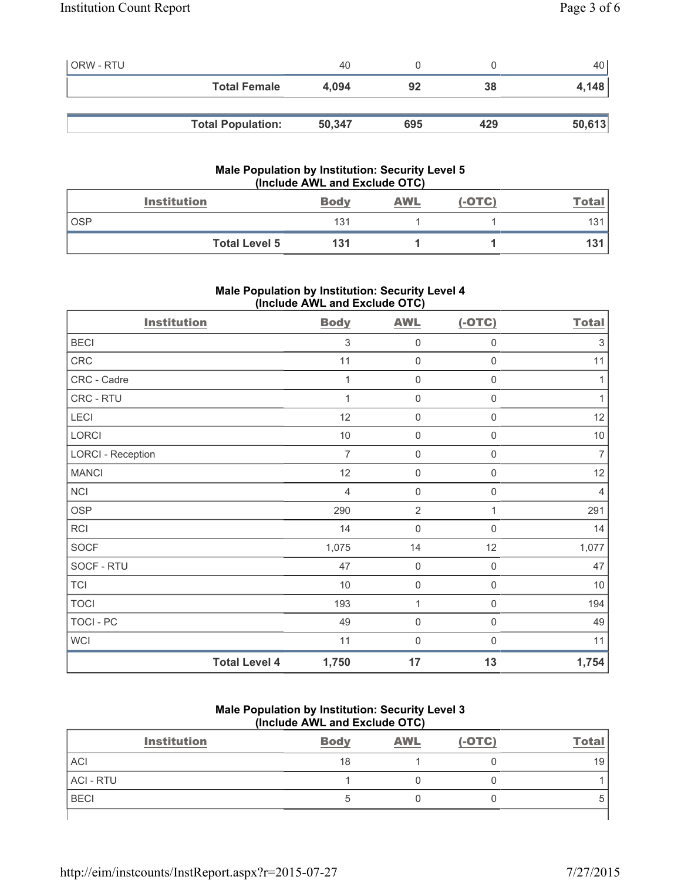| | Body | AWL | (-OTC) | Total |
|---|---|---|---|---|
| ORW - RTU | 40 | 0 | 0 | 40 |
| **Total Female** | **4,094** | **92** | **38** | **4,148** |
| | | | | |
| **Total Population:** | **50,347** | **695** | **429** | **50,613** |

### Male Population by Institution: Security Level 5 (Include AWL and Exclude OTC)

| Institution | Body | AWL | (-OTC) | Total |
|---|---|---|---|---|
| OSP | 131 | 1 | 1 | 131 |
| **Total Level 5** | **131** | **1** | **1** | **131** |

### Male Population by Institution: Security Level 4 (Include AWL and Exclude OTC)

| Institution | Body | AWL | (-OTC) | Total |
|---|---|---|---|---|
| BECI | 3 | 0 | 0 | 3 |
| CRC | 11 | 0 | 0 | 11 |
| CRC - Cadre | 1 | 0 | 0 | 1 |
| CRC - RTU | 1 | 0 | 0 | 1 |
| LECI | 12 | 0 | 0 | 12 |
| LORCI | 10 | 0 | 0 | 10 |
| LORCI - Reception | 7 | 0 | 0 | 7 |
| MANCI | 12 | 0 | 0 | 12 |
| NCI | 4 | 0 | 0 | 4 |
| OSP | 290 | 2 | 1 | 291 |
| RCI | 14 | 0 | 0 | 14 |
| SOCF | 1,075 | 14 | 12 | 1,077 |
| SOCF - RTU | 47 | 0 | 0 | 47 |
| TCI | 10 | 0 | 0 | 10 |
| TOCI | 193 | 1 | 0 | 194 |
| TOCI - PC | 49 | 0 | 0 | 49 |
| WCI | 11 | 0 | 0 | 11 |
| **Total Level 4** | **1,750** | **17** | **13** | **1,754** |

### Male Population by Institution: Security Level 3 (Include AWL and Exclude OTC)

| Institution | Body | AWL | (-OTC) | Total |
|---|---|---|---|---|
| ACI | 18 | 1 | 0 | 19 |
| ACI - RTU | 1 | 0 | 0 | 1 |
| BECI | 5 | 0 | 0 | 5 |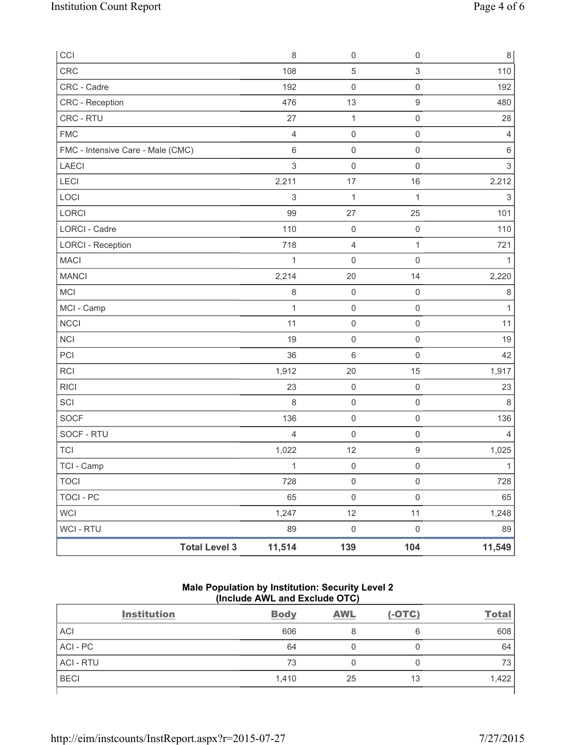| | | | | |
|---|---|---|---|---|
| CCI | 8 | 0 | 0 | 8 |
| CRC | 108 | 5 | 3 | 110 |
| CRC - Cadre | 192 | 0 | 0 | 192 |
| CRC - Reception | 476 | 13 | 9 | 480 |
| CRC - RTU | 27 | 1 | 0 | 28 |
| FMC | 4 | 0 | 0 | 4 |
| FMC - Intensive Care - Male (CMC) | 6 | 0 | 0 | 6 |
| LAECI | 3 | 0 | 0 | 3 |
| LECI | 2,211 | 17 | 16 | 2,212 |
| LOCI | 3 | 1 | 1 | 3 |
| LORCI | 99 | 27 | 25 | 101 |
| LORCI - Cadre | 110 | 0 | 0 | 110 |
| LORCI - Reception | 718 | 4 | 1 | 721 |
| MACI | 1 | 0 | 0 | 1 |
| MANCI | 2,214 | 20 | 14 | 2,220 |
| MCI | 8 | 0 | 0 | 8 |
| MCI - Camp | 1 | 0 | 0 | 1 |
| NCCI | 11 | 0 | 0 | 11 |
| NCI | 19 | 0 | 0 | 19 |
| PCI | 36 | 6 | 0 | 42 |
| RCI | 1,912 | 20 | 15 | 1,917 |
| RICI | 23 | 0 | 0 | 23 |
| SCI | 8 | 0 | 0 | 8 |
| SOCF | 136 | 0 | 0 | 136 |
| SOCF - RTU | 4 | 0 | 0 | 4 |
| TCI | 1,022 | 12 | 9 | 1,025 |
| TCI - Camp | 1 | 0 | 0 | 1 |
| TOCI | 728 | 0 | 0 | 728 |
| TOCI - PC | 65 | 0 | 0 | 65 |
| WCI | 1,247 | 12 | 11 | 1,248 |
| WCI - RTU | 89 | 0 | 0 | 89 |
| **Total Level 3** | **11,514** | **139** | **104** | **11,549** |

**Male Population by Institution: Security Level 2 (Include AWL and Exclude OTC)**

| Institution | Body | AWL | (-OTC) | Total |
|---|---|---|---|---|
| ACI | 606 | 8 | 6 | 608 |
| ACI - PC | 64 | 0 | 0 | 64 |
| ACI - RTU | 73 | 0 | 0 | 73 |
| BECI | 1,410 | 25 | 13 | 1,422 |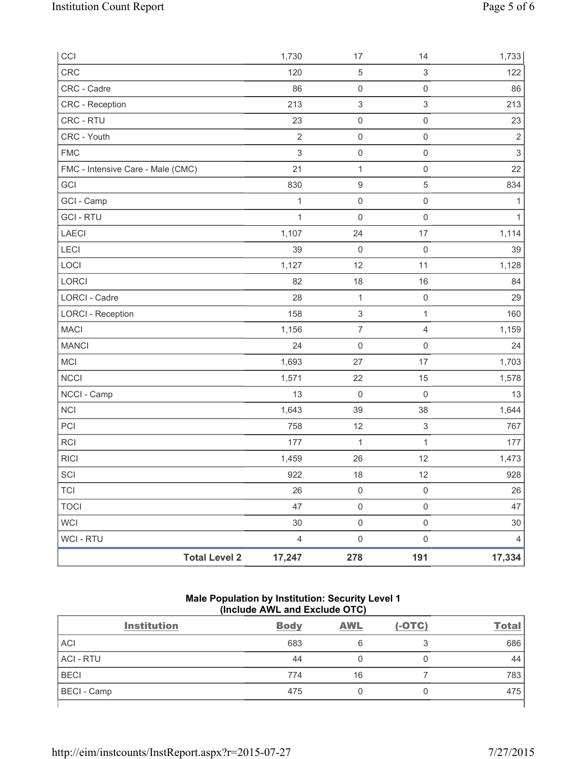| | | | |
|---|---|---|---|
| CCI | 1,730 | 17 | 14 | 1,733 |
| CRC | 120 | 5 | 3 | 122 |
| CRC - Cadre | 86 | 0 | 0 | 86 |
| CRC - Reception | 213 | 3 | 3 | 213 |
| CRC - RTU | 23 | 0 | 0 | 23 |
| CRC - Youth | 2 | 0 | 0 | 2 |
| FMC | 3 | 0 | 0 | 3 |
| FMC - Intensive Care - Male (CMC) | 21 | 1 | 0 | 22 |
| GCI | 830 | 9 | 5 | 834 |
| GCI - Camp | 1 | 0 | 0 | 1 |
| GCI - RTU | 1 | 0 | 0 | 1 |
| LAECI | 1,107 | 24 | 17 | 1,114 |
| LECI | 39 | 0 | 0 | 39 |
| LOCI | 1,127 | 12 | 11 | 1,128 |
| LORCI | 82 | 18 | 16 | 84 |
| LORCI - Cadre | 28 | 1 | 0 | 29 |
| LORCI - Reception | 158 | 3 | 1 | 160 |
| MACI | 1,156 | 7 | 4 | 1,159 |
| MANCI | 24 | 0 | 0 | 24 |
| MCI | 1,693 | 27 | 17 | 1,703 |
| NCCI | 1,571 | 22 | 15 | 1,578 |
| NCCI - Camp | 13 | 0 | 0 | 13 |
| NCI | 1,643 | 39 | 38 | 1,644 |
| PCI | 758 | 12 | 3 | 767 |
| RCI | 177 | 1 | 1 | 177 |
| RICI | 1,459 | 26 | 12 | 1,473 |
| SCI | 922 | 18 | 12 | 928 |
| TCI | 26 | 0 | 0 | 26 |
| TOCI | 47 | 0 | 0 | 47 |
| WCI | 30 | 0 | 0 | 30 |
| WCI - RTU | 4 | 0 | 0 | 4 |
| **Total Level 2** | **17,247** | **278** | **191** | **17,334** |

**Male Population by Institution: Security Level 1**
**(Include AWL and Exclude OTC)**

| Institution | Body | AWL | (-OTC) | Total |
|---|---|---|---|---|
| ACI | 683 | 6 | 3 | 686 |
| ACI - RTU | 44 | 0 | 0 | 44 |
| BECI | 774 | 16 | 7 | 783 |
| BECI - Camp | 475 | 0 | 0 | 475 |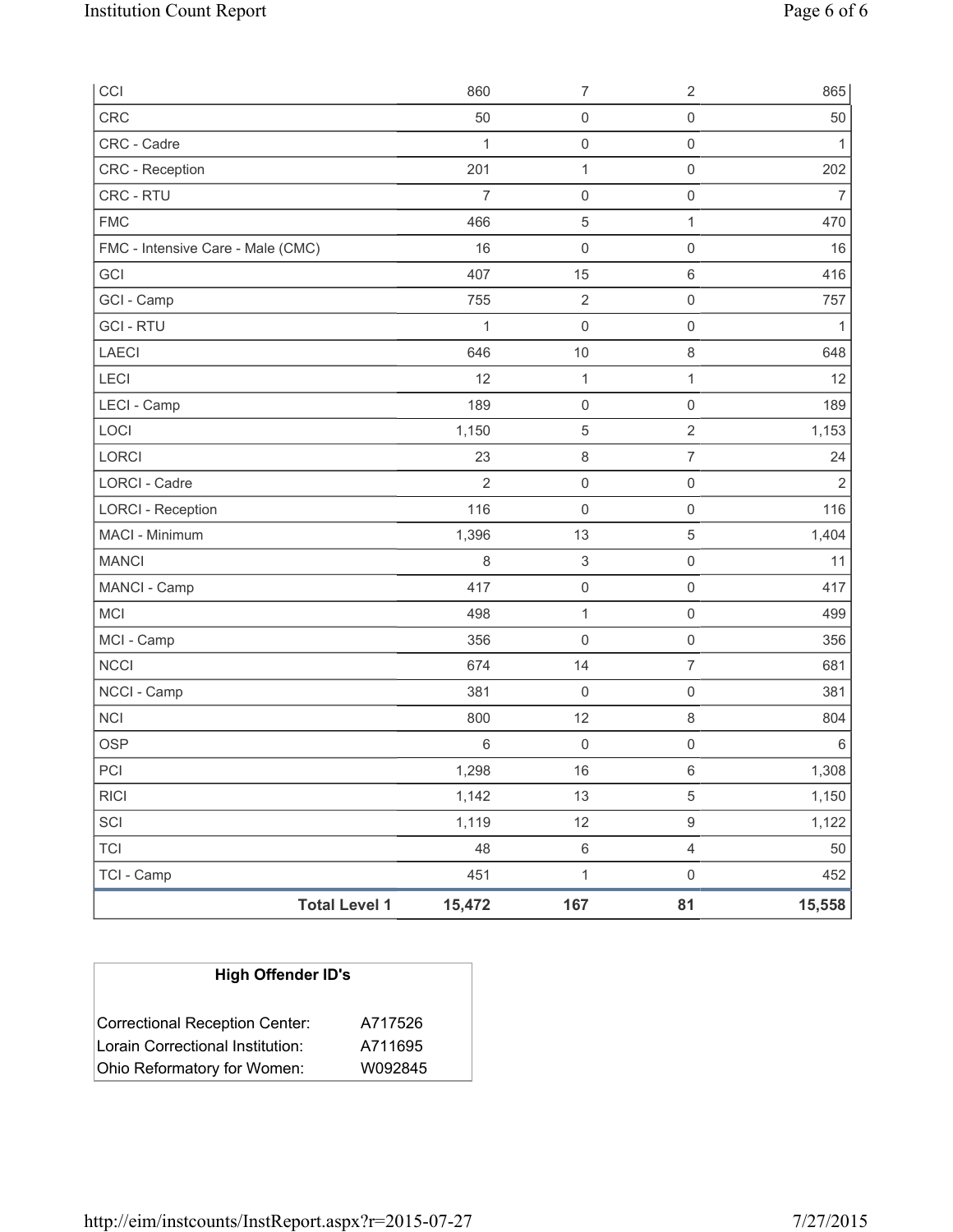| | | | | |
|---|---|---|---|---|
| CCI | 860 | 7 | 2 | 865 |
| CRC | 50 | 0 | 0 | 50 |
| CRC - Cadre | 1 | 0 | 0 | 1 |
| CRC - Reception | 201 | 1 | 0 | 202 |
| CRC - RTU | 7 | 0 | 0 | 7 |
| FMC | 466 | 5 | 1 | 470 |
| FMC - Intensive Care - Male (CMC) | 16 | 0 | 0 | 16 |
| GCI | 407 | 15 | 6 | 416 |
| GCI - Camp | 755 | 2 | 0 | 757 |
| GCI - RTU | 1 | 0 | 0 | 1 |
| LAECI | 646 | 10 | 8 | 648 |
| LECI | 12 | 1 | 1 | 12 |
| LECI - Camp | 189 | 0 | 0 | 189 |
| LOCI | 1,150 | 5 | 2 | 1,153 |
| LORCI | 23 | 8 | 7 | 24 |
| LORCI - Cadre | 2 | 0 | 0 | 2 |
| LORCI - Reception | 116 | 0 | 0 | 116 |
| MACI - Minimum | 1,396 | 13 | 5 | 1,404 |
| MANCI | 8 | 3 | 0 | 11 |
| MANCI - Camp | 417 | 0 | 0 | 417 |
| MCI | 498 | 1 | 0 | 499 |
| MCI - Camp | 356 | 0 | 0 | 356 |
| NCCI | 674 | 14 | 7 | 681 |
| NCCI - Camp | 381 | 0 | 0 | 381 |
| NCI | 800 | 12 | 8 | 804 |
| OSP | 6 | 0 | 0 | 6 |
| PCI | 1,298 | 16 | 6 | 1,308 |
| RICI | 1,142 | 13 | 5 | 1,150 |
| SCI | 1,119 | 12 | 9 | 1,122 |
| TCI | 48 | 6 | 4 | 50 |
| TCI - Camp | 451 | 1 | 0 | 452 |
| **Total Level 1** | **15,472** | **167** | **81** | **15,558** |

| **High Offender ID's** | |
|---|---|
| Correctional Reception Center: | A717526 |
| Lorain Correctional Institution: | A711695 |
| Ohio Reformatory for Women: | W092845 |